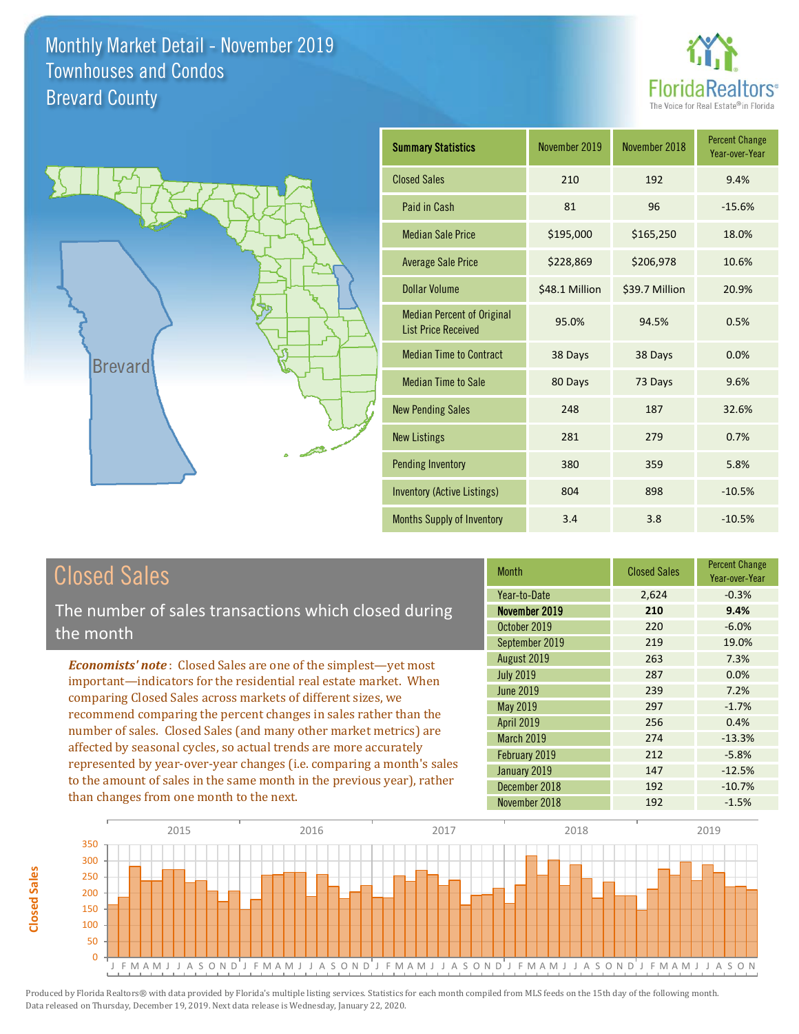# Monthly Market Detail - November 2019
## Townhouses and Condos
## Brevard County

FloridaRealtors® The Voice for Real Estate® in Florida

Brevard

| Summary Statistics | November 2019 | November 2018 | Percent Change Year-over-Year |
|---|---|---|---|
| Closed Sales | 210 | 192 | 9.4% |
| Paid in Cash | 81 | 96 | -15.6% |
| Median Sale Price | $195,000 | $165,250 | 18.0% |
| Average Sale Price | $228,869 | $206,978 | 10.6% |
| Dollar Volume | $48.1 Million | $39.7 Million | 20.9% |
| Median Percent of Original List Price Received | 95.0% | 94.5% | 0.5% |
| Median Time to Contract | 38 Days | 38 Days | 0.0% |
| Median Time to Sale | 80 Days | 73 Days | 9.6% |
| New Pending Sales | 248 | 187 | 32.6% |
| New Listings | 281 | 279 | 0.7% |
| Pending Inventory | 380 | 359 | 5.8% |
| Inventory (Active Listings) | 804 | 898 | -10.5% |
| Months Supply of Inventory | 3.4 | 3.8 | -10.5% |

## Closed Sales

The number of sales transactions which closed during the month

*Economists' note*: Closed Sales are one of the simplest—yet most important—indicators for the residential real estate market. When comparing Closed Sales across markets of different sizes, we recommend comparing the percent changes in sales rather than the number of sales. Closed Sales (and many other market metrics) are affected by seasonal cycles, so actual trends are more accurately represented by year-over-year changes (i.e. comparing a month's sales to the amount of sales in the same month in the previous year), rather than changes from one month to the next.

| Month | Closed Sales | Percent Change Year-over-Year |
|---|---|---|
| Year-to-Date | 2,624 | -0.3% |
| **November 2019** | **210** | **9.4%** |
| October 2019 | 220 | -6.0% |
| September 2019 | 219 | 19.0% |
| August 2019 | 263 | 7.3% |
| July 2019 | 287 | 0.0% |
| June 2019 | 239 | 7.2% |
| May 2019 | 297 | -1.7% |
| April 2019 | 256 | 0.4% |
| March 2019 | 274 | -13.3% |
| February 2019 | 212 | -5.8% |
| January 2019 | 147 | -12.5% |
| December 2018 | 192 | -10.7% |
| November 2018 | 192 | -1.5% |

Produced by Florida Realtors® with data provided by Florida's multiple listing services. Statistics for each month compiled from MLS feeds on the 15th day of the following month. Data released on Thursday, December 19, 2019. Next data release is Wednesday, January 22, 2020.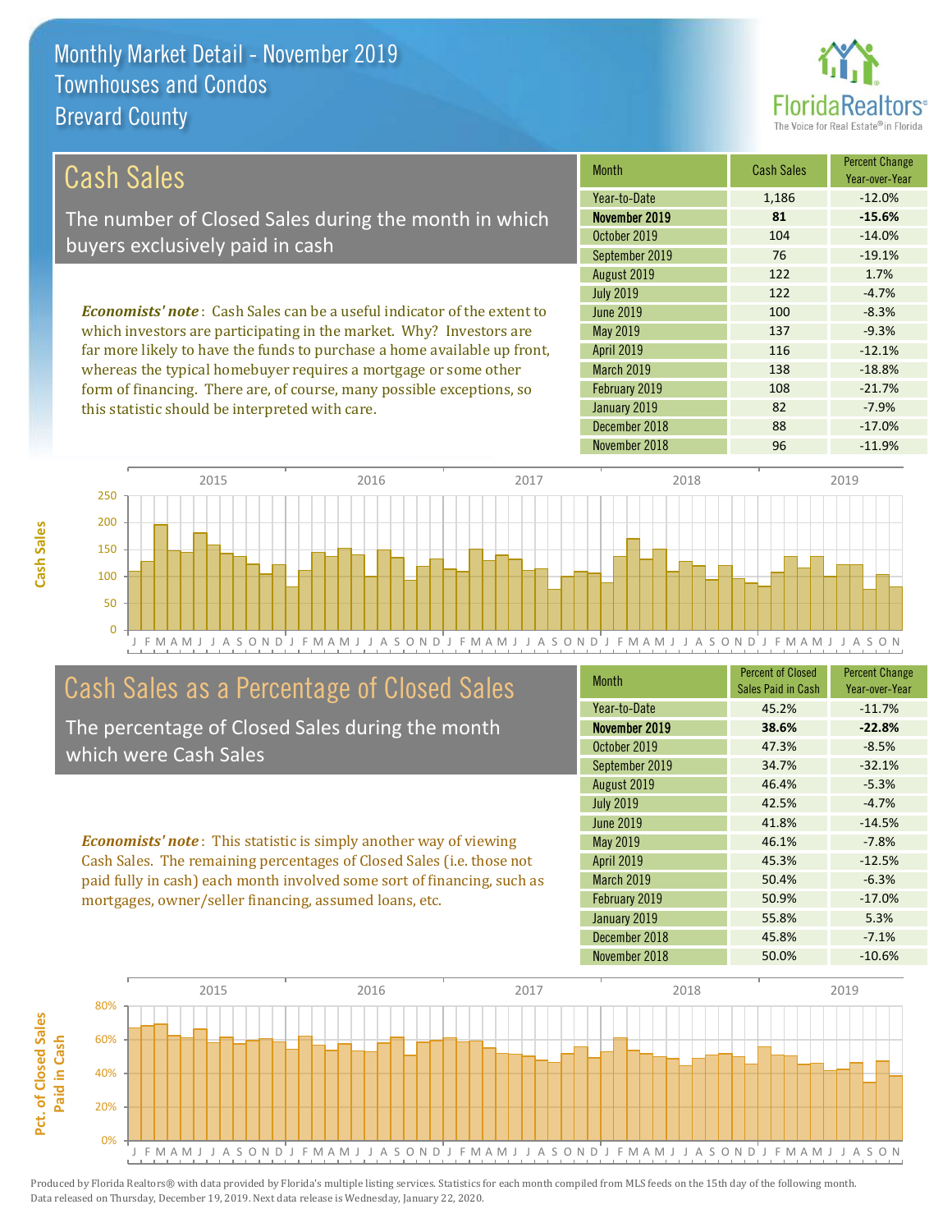# Monthly Market Detail - November 2019
## Townhouses and Condos
## Brevard County

## Cash Sales

The number of Closed Sales during the month in which buyers exclusively paid in cash

*Economists' note*: Cash Sales can be a useful indicator of the extent to which investors are participating in the market. Why? Investors are far more likely to have the funds to purchase a home available up front, whereas the typical homebuyer requires a mortgage or some other form of financing. There are, of course, many possible exceptions, so this statistic should be interpreted with care.

| Month | Cash Sales | Percent Change Year-over-Year |
|---|---|---|
| Year-to-Date | 1,186 | -12.0% |
| **November 2019** | **81** | **-15.6%** |
| October 2019 | 104 | -14.0% |
| September 2019 | 76 | -19.1% |
| August 2019 | 122 | 1.7% |
| July 2019 | 122 | -4.7% |
| June 2019 | 100 | -8.3% |
| May 2019 | 137 | -9.3% |
| April 2019 | 116 | -12.1% |
| March 2019 | 138 | -18.8% |
| February 2019 | 108 | -21.7% |
| January 2019 | 82 | -7.9% |
| December 2018 | 88 | -17.0% |
| November 2018 | 96 | -11.9% |

## Cash Sales as a Percentage of Closed Sales

The percentage of Closed Sales during the month which were Cash Sales

*Economists' note*: This statistic is simply another way of viewing Cash Sales. The remaining percentages of Closed Sales (i.e. those not paid fully in cash) each month involved some sort of financing, such as mortgages, owner/seller financing, assumed loans, etc.

| Month | Percent of Closed Sales Paid in Cash | Percent Change Year-over-Year |
|---|---|---|
| Year-to-Date | 45.2% | -11.7% |
| **November 2019** | **38.6%** | **-22.8%** |
| October 2019 | 47.3% | -8.5% |
| September 2019 | 34.7% | -32.1% |
| August 2019 | 46.4% | -5.3% |
| July 2019 | 42.5% | -4.7% |
| June 2019 | 41.8% | -14.5% |
| May 2019 | 46.1% | -7.8% |
| April 2019 | 45.3% | -12.5% |
| March 2019 | 50.4% | -6.3% |
| February 2019 | 50.9% | -17.0% |
| January 2019 | 55.8% | 5.3% |
| December 2018 | 45.8% | -7.1% |
| November 2018 | 50.0% | -10.6% |

Produced by Florida Realtors® with data provided by Florida's multiple listing services. Statistics for each month compiled from MLS feeds on the 15th day of the following month. Data released on Thursday, December 19, 2019. Next data release is Wednesday, January 22, 2020.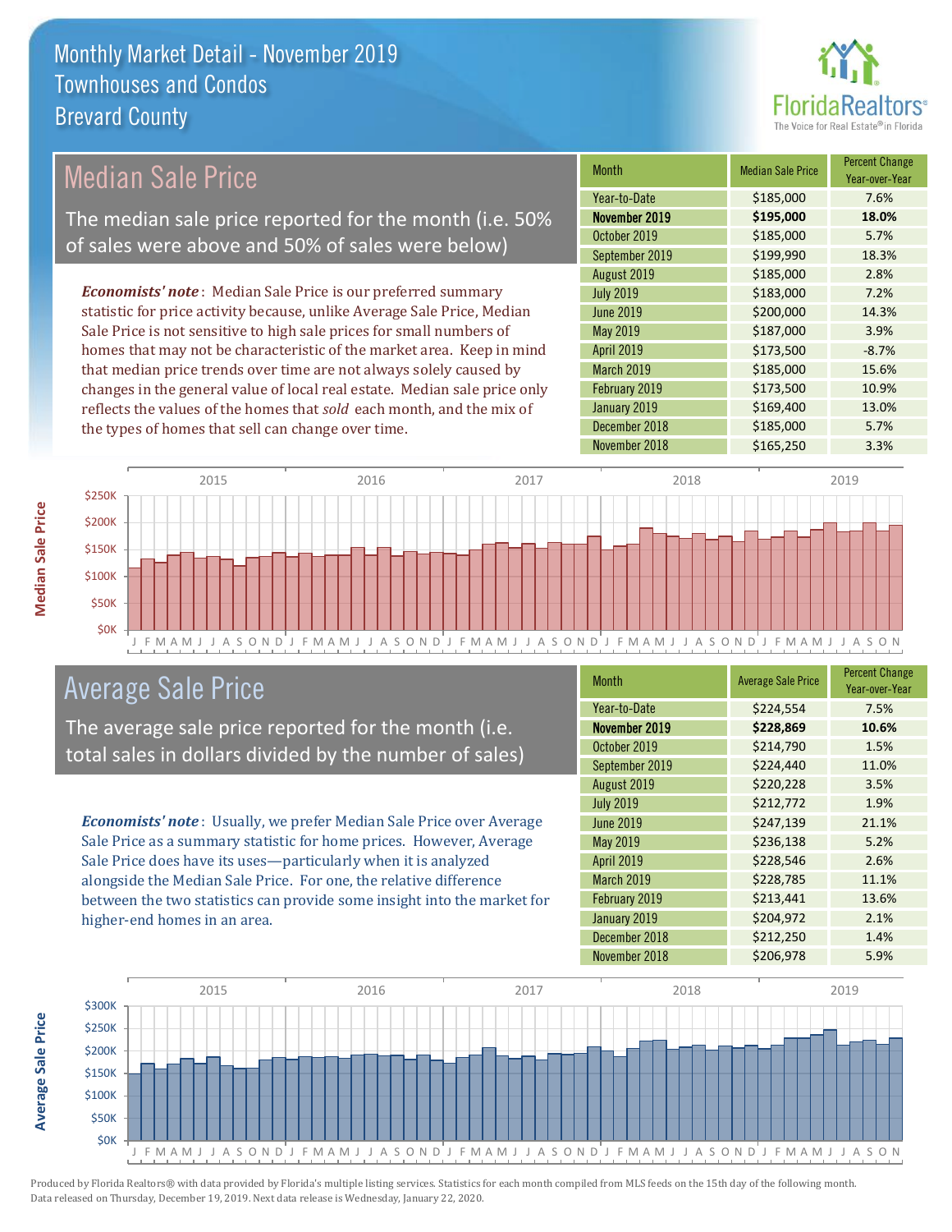# Monthly Market Detail - November 2019
## Townhouses and Condos
## Brevard County

## Median Sale Price

The median sale price reported for the month (i.e. 50% of sales were above and 50% of sales were below)

***Economists' note***: Median Sale Price is our preferred summary statistic for price activity because, unlike Average Sale Price, Median Sale Price is not sensitive to high sale prices for small numbers of homes that may not be characteristic of the market area. Keep in mind that median price trends over time are not always solely caused by changes in the general value of local real estate. Median sale price only reflects the values of the homes that *sold* each month, and the mix of the types of homes that sell can change over time.

| Month | Median Sale Price | Percent Change Year-over-Year |
|---|---|---|
| Year-to-Date | $185,000 | 7.6% |
| **November 2019** | **$195,000** | **18.0%** |
| October 2019 | $185,000 | 5.7% |
| September 2019 | $199,990 | 18.3% |
| August 2019 | $185,000 | 2.8% |
| July 2019 | $183,000 | 7.2% |
| June 2019 | $200,000 | 14.3% |
| May 2019 | $187,000 | 3.9% |
| April 2019 | $173,500 | -8.7% |
| March 2019 | $185,000 | 15.6% |
| February 2019 | $173,500 | 10.9% |
| January 2019 | $169,400 | 13.0% |
| December 2018 | $185,000 | 5.7% |
| November 2018 | $165,250 | 3.3% |

## Average Sale Price

The average sale price reported for the month (i.e. total sales in dollars divided by the number of sales)

***Economists' note***: Usually, we prefer Median Sale Price over Average Sale Price as a summary statistic for home prices. However, Average Sale Price does have its uses—particularly when it is analyzed alongside the Median Sale Price. For one, the relative difference between the two statistics can provide some insight into the market for higher-end homes in an area.

| Month | Average Sale Price | Percent Change Year-over-Year |
|---|---|---|
| Year-to-Date | $224,554 | 7.5% |
| **November 2019** | **$228,869** | **10.6%** |
| October 2019 | $214,790 | 1.5% |
| September 2019 | $224,440 | 11.0% |
| August 2019 | $220,228 | 3.5% |
| July 2019 | $212,772 | 1.9% |
| June 2019 | $247,139 | 21.1% |
| May 2019 | $236,138 | 5.2% |
| April 2019 | $228,546 | 2.6% |
| March 2019 | $228,785 | 11.1% |
| February 2019 | $213,441 | 13.6% |
| January 2019 | $204,972 | 2.1% |
| December 2018 | $212,250 | 1.4% |
| November 2018 | $206,978 | 5.9% |

Produced by Florida Realtors® with data provided by Florida's multiple listing services. Statistics for each month compiled from MLS feeds on the 15th day of the following month. Data released on Thursday, December 19, 2019. Next data release is Wednesday, January 22, 2020.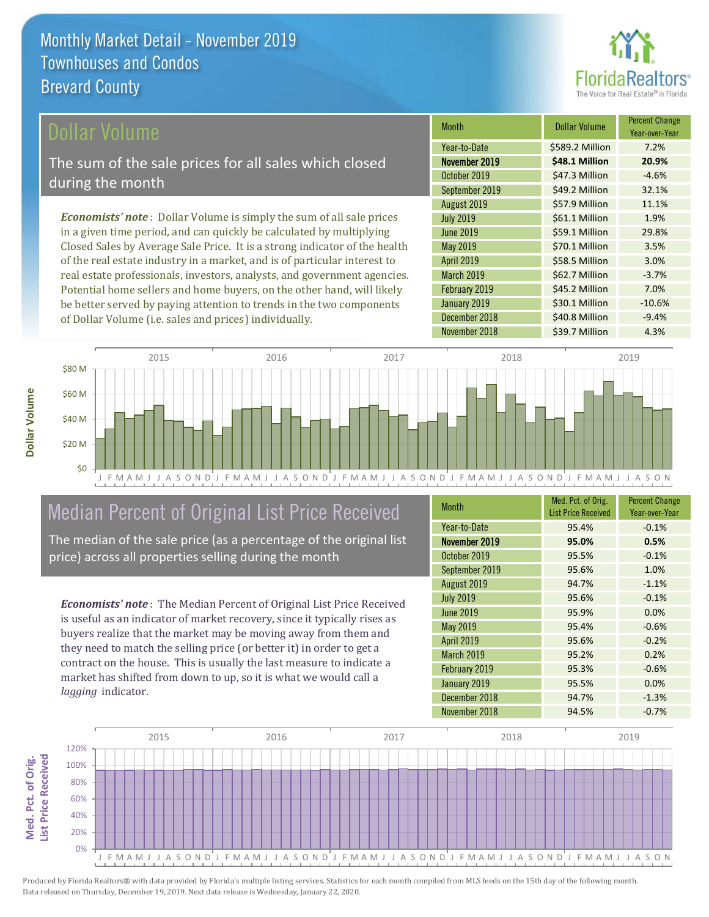# Monthly Market Detail - November 2019
## Townhouses and Condos
## Brevard County

## Dollar Volume

The sum of the sale prices for all sales which closed during the month

***Economists' note***: Dollar Volume is simply the sum of all sale prices in a given time period, and can quickly be calculated by multiplying Closed Sales by Average Sale Price. It is a strong indicator of the health of the real estate industry in a market, and is of particular interest to real estate professionals, investors, analysts, and government agencies. Potential home sellers and home buyers, on the other hand, will likely be better served by paying attention to trends in the two components of Dollar Volume (i.e. sales and prices) individually.

| Month | Dollar Volume | Percent Change Year-over-Year |
|---|---|---|
| Year-to-Date | $589.2 Million | 7.2% |
| **November 2019** | **$48.1 Million** | **20.9%** |
| October 2019 | $47.3 Million | -4.6% |
| September 2019 | $49.2 Million | 32.1% |
| August 2019 | $57.9 Million | 11.1% |
| July 2019 | $61.1 Million | 1.9% |
| June 2019 | $59.1 Million | 29.8% |
| May 2019 | $70.1 Million | 3.5% |
| April 2019 | $58.5 Million | 3.0% |
| March 2019 | $62.7 Million | -3.7% |
| February 2019 | $45.2 Million | 7.0% |
| January 2019 | $30.1 Million | -10.6% |
| December 2018 | $40.8 Million | -9.4% |
| November 2018 | $39.7 Million | 4.3% |

## Median Percent of Original List Price Received

The median of the sale price (as a percentage of the original list price) across all properties selling during the month

***Economists' note***: The Median Percent of Original List Price Received is useful as an indicator of market recovery, since it typically rises as buyers realize that the market may be moving away from them and they need to match the selling price (or better it) in order to get a contract on the house. This is usually the last measure to indicate a market has shifted from down to up, so it is what we would call a *lagging* indicator.

| Month | Med. Pct. of Orig. List Price Received | Percent Change Year-over-Year |
|---|---|---|
| Year-to-Date | 95.4% | -0.1% |
| **November 2019** | **95.0%** | **0.5%** |
| October 2019 | 95.5% | -0.1% |
| September 2019 | 95.6% | 1.0% |
| August 2019 | 94.7% | -1.1% |
| July 2019 | 95.6% | -0.1% |
| June 2019 | 95.9% | 0.0% |
| May 2019 | 95.4% | -0.6% |
| April 2019 | 95.6% | -0.2% |
| March 2019 | 95.2% | 0.2% |
| February 2019 | 95.3% | -0.6% |
| January 2019 | 95.5% | 0.0% |
| December 2018 | 94.7% | -1.3% |
| November 2018 | 94.5% | -0.7% |

Produced by Florida Realtors® with data provided by Florida's multiple listing services. Statistics for each month compiled from MLS feeds on the 15th day of the following month. Data released on Thursday, December 19, 2019. Next data release is Wednesday, January 22, 2020.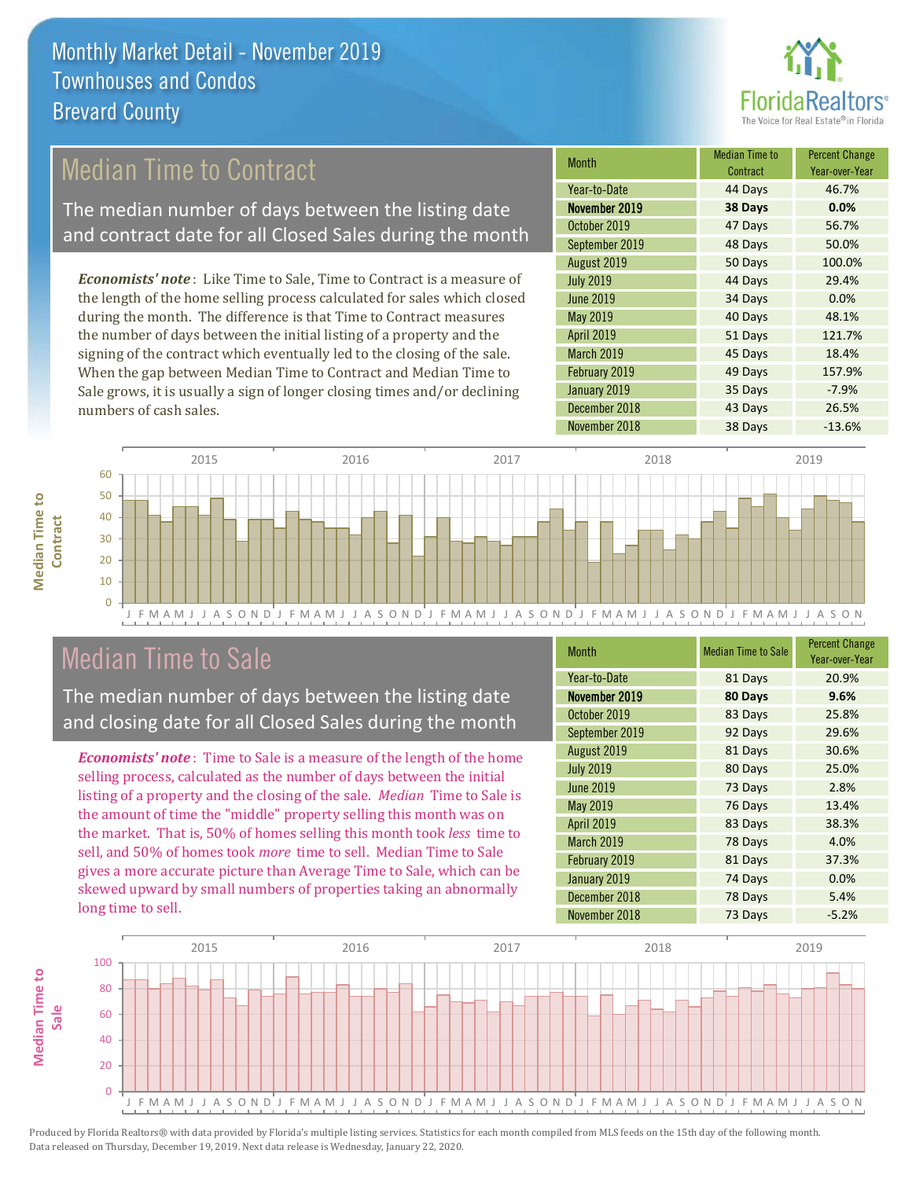# Monthly Market Detail - November 2019
## Townhouses and Condos
## Brevard County

## Median Time to Contract

The median number of days between the listing date and contract date for all Closed Sales during the month

*Economists' note*: Like Time to Sale, Time to Contract is a measure of the length of the home selling process calculated for sales which closed during the month. The difference is that Time to Contract measures the number of days between the initial listing of a property and the signing of the contract which eventually led to the closing of the sale. When the gap between Median Time to Contract and Median Time to Sale grows, it is usually a sign of longer closing times and/or declining numbers of cash sales.

| Month | Median Time to Contract | Percent Change Year-over-Year |
|---|---|---|
| Year-to-Date | 44 Days | 46.7% |
| **November 2019** | **38 Days** | **0.0%** |
| October 2019 | 47 Days | 56.7% |
| September 2019 | 48 Days | 50.0% |
| August 2019 | 50 Days | 100.0% |
| July 2019 | 44 Days | 29.4% |
| June 2019 | 34 Days | 0.0% |
| May 2019 | 40 Days | 48.1% |
| April 2019 | 51 Days | 121.7% |
| March 2019 | 45 Days | 18.4% |
| February 2019 | 49 Days | 157.9% |
| January 2019 | 35 Days | -7.9% |
| December 2018 | 43 Days | 26.5% |
| November 2018 | 38 Days | -13.6% |

## Median Time to Sale

The median number of days between the listing date and closing date for all Closed Sales during the month

*Economists' note*: Time to Sale is a measure of the length of the home selling process, calculated as the number of days between the initial listing of a property and the closing of the sale. *Median* Time to Sale is the amount of time the "middle" property selling this month was on the market. That is, 50% of homes selling this month took *less* time to sell, and 50% of homes took *more* time to sell. Median Time to Sale gives a more accurate picture than Average Time to Sale, which can be skewed upward by small numbers of properties taking an abnormally long time to sell.

| Month | Median Time to Sale | Percent Change Year-over-Year |
|---|---|---|
| Year-to-Date | 81 Days | 20.9% |
| **November 2019** | **80 Days** | **9.6%** |
| October 2019 | 83 Days | 25.8% |
| September 2019 | 92 Days | 29.6% |
| August 2019 | 81 Days | 30.6% |
| July 2019 | 80 Days | 25.0% |
| June 2019 | 73 Days | 2.8% |
| May 2019 | 76 Days | 13.4% |
| April 2019 | 83 Days | 38.3% |
| March 2019 | 78 Days | 4.0% |
| February 2019 | 81 Days | 37.3% |
| January 2019 | 74 Days | 0.0% |
| December 2018 | 78 Days | 5.4% |
| November 2018 | 73 Days | -5.2% |

Produced by Florida Realtors® with data provided by Florida's multiple listing services. Statistics for each month compiled from MLS feeds on the 15th day of the following month. Data released on Thursday, December 19, 2019. Next data release is Wednesday, January 22, 2020.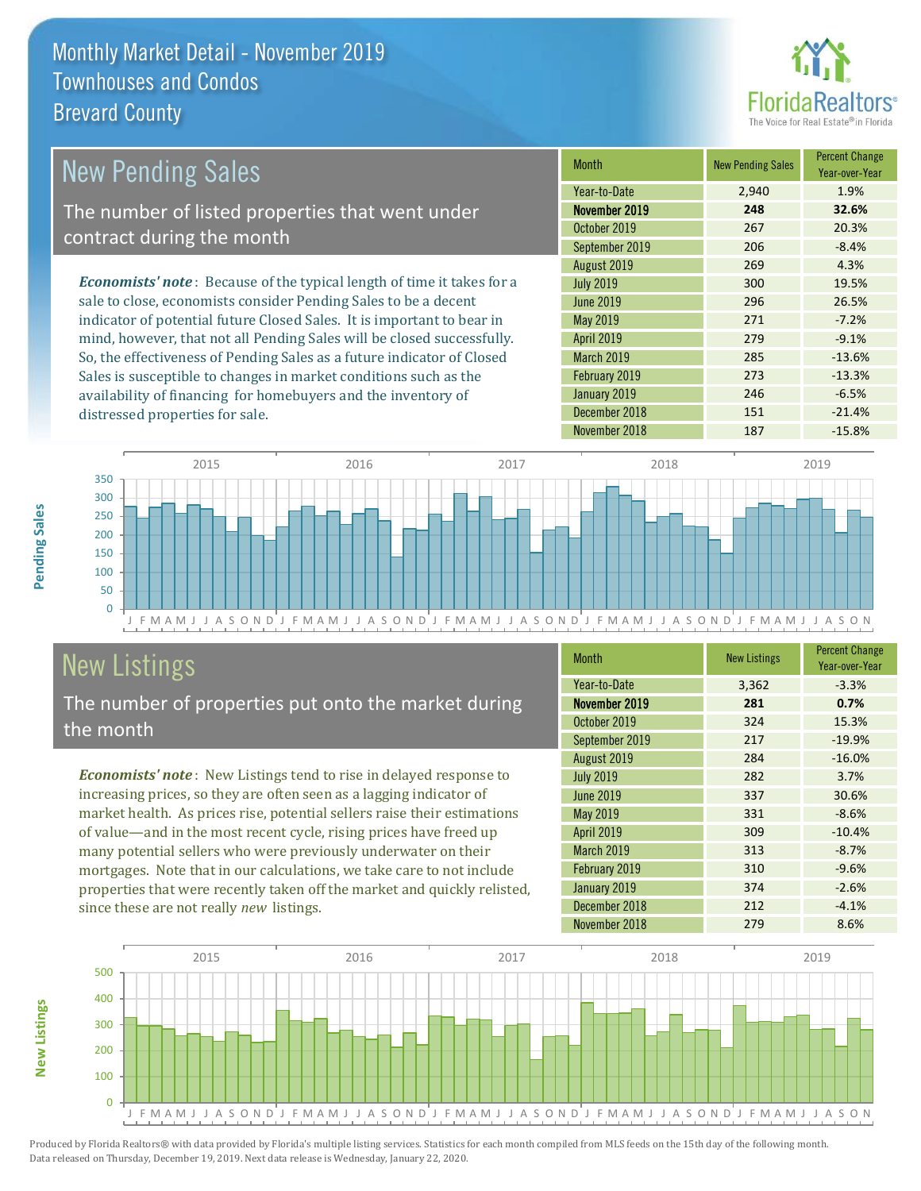# Monthly Market Detail - November 2019
## Townhouses and Condos
## Brevard County

## New Pending Sales

The number of listed properties that went under contract during the month

*Economists' note*: Because of the typical length of time it takes for a sale to close, economists consider Pending Sales to be a decent indicator of potential future Closed Sales. It is important to bear in mind, however, that not all Pending Sales will be closed successfully. So, the effectiveness of Pending Sales as a future indicator of Closed Sales is susceptible to changes in market conditions such as the availability of financing for homebuyers and the inventory of distressed properties for sale.

| Month | New Pending Sales | Percent Change Year-over-Year |
|---|---|---|
| Year-to-Date | 2,940 | 1.9% |
| **November 2019** | **248** | **32.6%** |
| October 2019 | 267 | 20.3% |
| September 2019 | 206 | -8.4% |
| August 2019 | 269 | 4.3% |
| July 2019 | 300 | 19.5% |
| June 2019 | 296 | 26.5% |
| May 2019 | 271 | -7.2% |
| April 2019 | 279 | -9.1% |
| March 2019 | 285 | -13.6% |
| February 2019 | 273 | -13.3% |
| January 2019 | 246 | -6.5% |
| December 2018 | 151 | -21.4% |
| November 2018 | 187 | -15.8% |

## New Listings

The number of properties put onto the market during the month

*Economists' note*: New Listings tend to rise in delayed response to increasing prices, so they are often seen as a lagging indicator of market health. As prices rise, potential sellers raise their estimations of value—and in the most recent cycle, rising prices have freed up many potential sellers who were previously underwater on their mortgages. Note that in our calculations, we take care to not include properties that were recently taken off the market and quickly relisted, since these are not really *new* listings.

| Month | New Listings | Percent Change Year-over-Year |
|---|---|---|
| Year-to-Date | 3,362 | -3.3% |
| **November 2019** | **281** | **0.7%** |
| October 2019 | 324 | 15.3% |
| September 2019 | 217 | -19.9% |
| August 2019 | 284 | -16.0% |
| July 2019 | 282 | 3.7% |
| June 2019 | 337 | 30.6% |
| May 2019 | 331 | -8.6% |
| April 2019 | 309 | -10.4% |
| March 2019 | 313 | -8.7% |
| February 2019 | 310 | -9.6% |
| January 2019 | 374 | -2.6% |
| December 2018 | 212 | -4.1% |
| November 2018 | 279 | 8.6% |

Produced by Florida Realtors® with data provided by Florida's multiple listing services. Statistics for each month compiled from MLS feeds on the 15th day of the following month. Data released on Thursday, December 19, 2019. Next data release is Wednesday, January 22, 2020.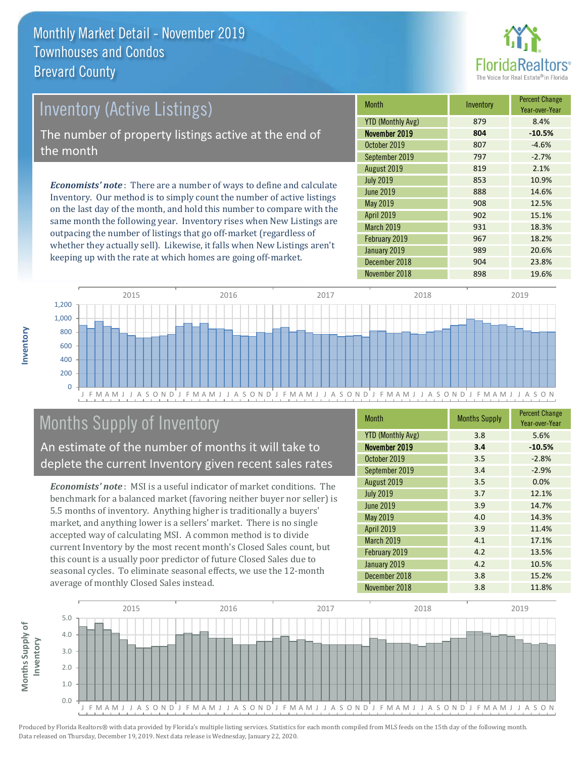# Monthly Market Detail - November 2019
## Townhouses and Condos
## Brevard County

## Inventory (Active Listings)

The number of property listings active at the end of the month

***Economists' note***: There are a number of ways to define and calculate Inventory. Our method is to simply count the number of active listings on the last day of the month, and hold this number to compare with the same month the following year. Inventory rises when New Listings are outpacing the number of listings that go off-market (regardless of whether they actually sell). Likewise, it falls when New Listings aren't keeping up with the rate at which homes are going off-market.

| Month | Inventory | Percent Change Year-over-Year |
|---|---|---|
| YTD (Monthly Avg) | 879 | 8.4% |
| **November 2019** | **804** | **-10.5%** |
| October 2019 | 807 | -4.6% |
| September 2019 | 797 | -2.7% |
| August 2019 | 819 | 2.1% |
| July 2019 | 853 | 10.9% |
| June 2019 | 888 | 14.6% |
| May 2019 | 908 | 12.5% |
| April 2019 | 902 | 15.1% |
| March 2019 | 931 | 18.3% |
| February 2019 | 967 | 18.2% |
| January 2019 | 989 | 20.6% |
| December 2018 | 904 | 23.8% |
| November 2018 | 898 | 19.6% |

## Months Supply of Inventory

An estimate of the number of months it will take to deplete the current Inventory given recent sales rates

***Economists' note***: MSI is a useful indicator of market conditions. The benchmark for a balanced market (favoring neither buyer nor seller) is 5.5 months of inventory. Anything higher is traditionally a buyers' market, and anything lower is a sellers' market. There is no single accepted way of calculating MSI. A common method is to divide current Inventory by the most recent month's Closed Sales count, but this count is a usually poor predictor of future Closed Sales due to seasonal cycles. To eliminate seasonal effects, we use the 12-month average of monthly Closed Sales instead.

| Month | Months Supply | Percent Change Year-over-Year |
|---|---|---|
| YTD (Monthly Avg) | 3.8 | 5.6% |
| **November 2019** | **3.4** | **-10.5%** |
| October 2019 | 3.5 | -2.8% |
| September 2019 | 3.4 | -2.9% |
| August 2019 | 3.5 | 0.0% |
| July 2019 | 3.7 | 12.1% |
| June 2019 | 3.9 | 14.7% |
| May 2019 | 4.0 | 14.3% |
| April 2019 | 3.9 | 11.4% |
| March 2019 | 4.1 | 17.1% |
| February 2019 | 4.2 | 13.5% |
| January 2019 | 4.2 | 10.5% |
| December 2018 | 3.8 | 15.2% |
| November 2018 | 3.8 | 11.8% |

Produced by Florida Realtors® with data provided by Florida's multiple listing services. Statistics for each month compiled from MLS feeds on the 15th day of the following month. Data released on Thursday, December 19, 2019. Next data release is Wednesday, January 22, 2020.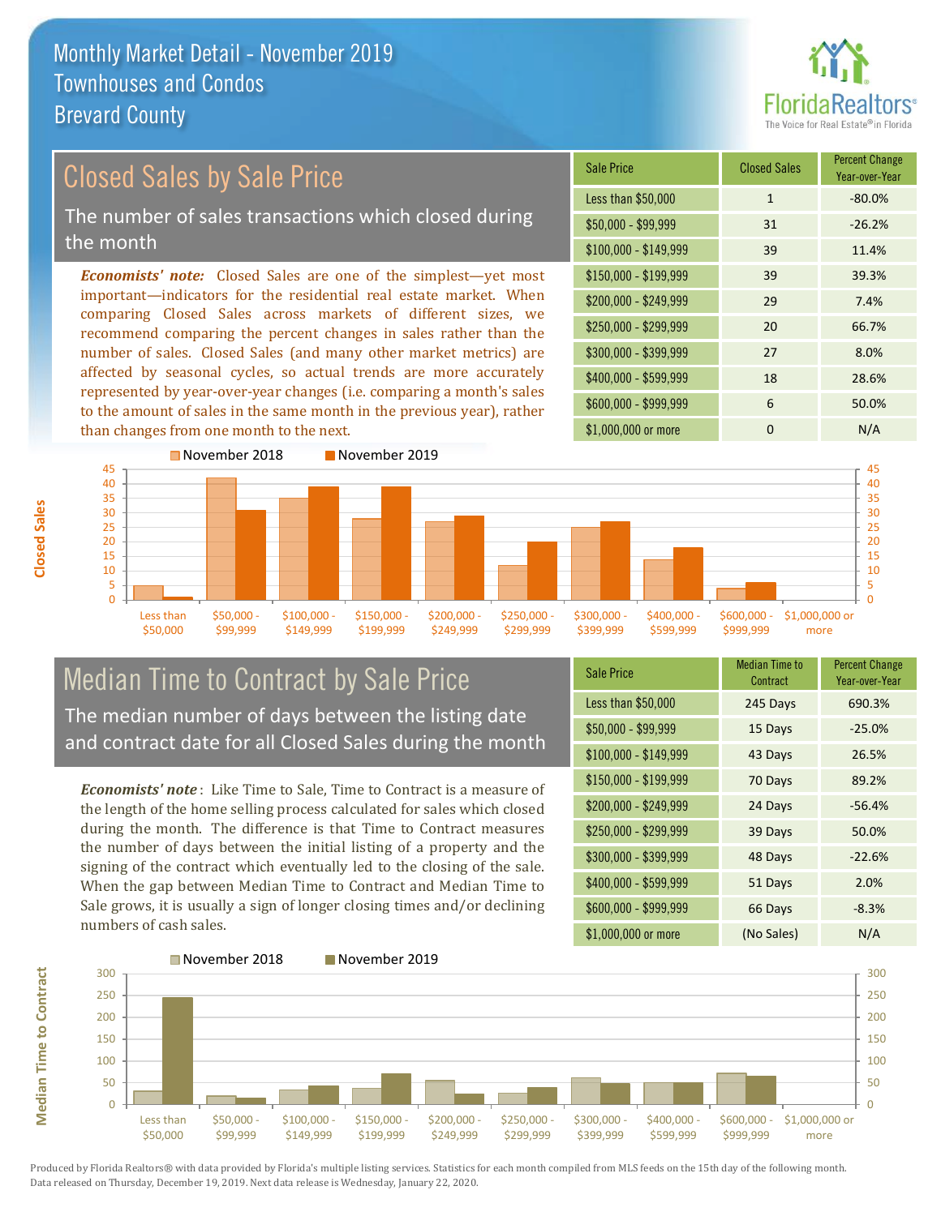# Monthly Market Detail - November 2019
## Townhouses and Condos
## Brevard County

## Closed Sales by Sale Price

The number of sales transactions which closed during the month

*Economists' note:* Closed Sales are one of the simplest—yet most important—indicators for the residential real estate market. When comparing Closed Sales across markets of different sizes, we recommend comparing the percent changes in sales rather than the number of sales. Closed Sales (and many other market metrics) are affected by seasonal cycles, so actual trends are more accurately represented by year-over-year changes (i.e. comparing a month's sales to the amount of sales in the same month in the previous year), rather than changes from one month to the next.

| Sale Price | Closed Sales | Percent Change Year-over-Year |
|---|---|---|
| Less than $50,000 | 1 | -80.0% |
| $50,000 - $99,999 | 31 | -26.2% |
| $100,000 - $149,999 | 39 | 11.4% |
| $150,000 - $199,999 | 39 | 39.3% |
| $200,000 - $249,999 | 29 | 7.4% |
| $250,000 - $299,999 | 20 | 66.7% |
| $300,000 - $399,999 | 27 | 8.0% |
| $400,000 - $599,999 | 18 | 28.6% |
| $600,000 - $999,999 | 6 | 50.0% |
| $1,000,000 or more | 0 | N/A |

## Median Time to Contract by Sale Price

The median number of days between the listing date and contract date for all Closed Sales during the month

*Economists' note*: Like Time to Sale, Time to Contract is a measure of the length of the home selling process calculated for sales which closed during the month. The difference is that Time to Contract measures the number of days between the initial listing of a property and the signing of the contract which eventually led to the closing of the sale. When the gap between Median Time to Contract and Median Time to Sale grows, it is usually a sign of longer closing times and/or declining numbers of cash sales.

| Sale Price | Median Time to Contract | Percent Change Year-over-Year |
|---|---|---|
| Less than $50,000 | 245 Days | 690.3% |
| $50,000 - $99,999 | 15 Days | -25.0% |
| $100,000 - $149,999 | 43 Days | 26.5% |
| $150,000 - $199,999 | 70 Days | 89.2% |
| $200,000 - $249,999 | 24 Days | -56.4% |
| $250,000 - $299,999 | 39 Days | 50.0% |
| $300,000 - $399,999 | 48 Days | -22.6% |
| $400,000 - $599,999 | 51 Days | 2.0% |
| $600,000 - $999,999 | 66 Days | -8.3% |
| $1,000,000 or more | (No Sales) | N/A |

Produced by Florida Realtors® with data provided by Florida's multiple listing services. Statistics for each month compiled from MLS feeds on the 15th day of the following month. Data released on Thursday, December 19, 2019. Next data release is Wednesday, January 22, 2020.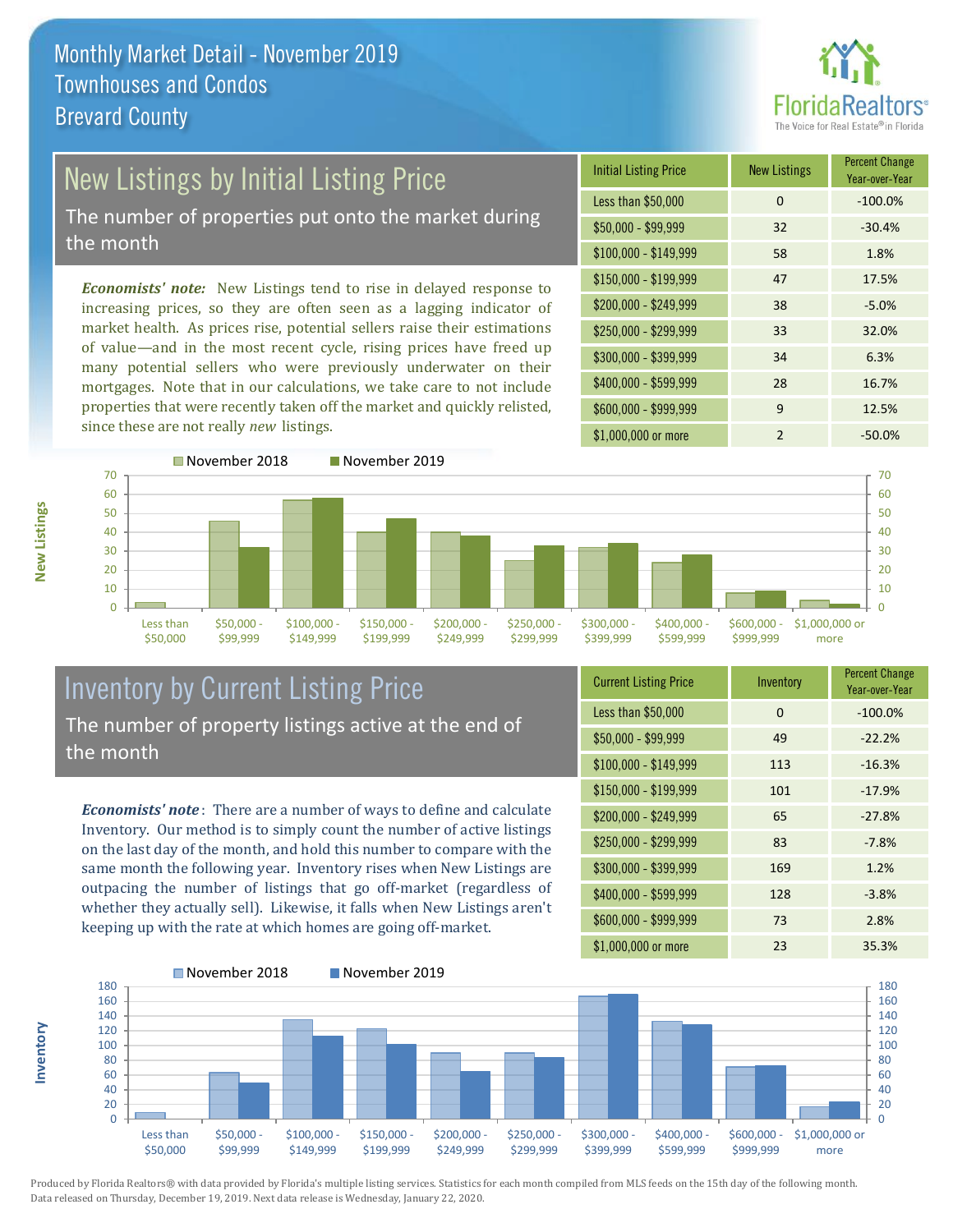Monthly Market Detail - November 2019
Townhouses and Condos
Brevard County

## New Listings by Initial Listing Price

The number of properties put onto the market during the month

*Economists' note:* New Listings tend to rise in delayed response to increasing prices, so they are often seen as a lagging indicator of market health. As prices rise, potential sellers raise their estimations of value—and in the most recent cycle, rising prices have freed up many potential sellers who were previously underwater on their mortgages. Note that in our calculations, we take care to not include properties that were recently taken off the market and quickly relisted, since these are not really *new* listings.

| Initial Listing Price | New Listings | Percent Change Year-over-Year |
|---|---|---|
| Less than $50,000 | 0 | -100.0% |
| $50,000 - $99,999 | 32 | -30.4% |
| $100,000 - $149,999 | 58 | 1.8% |
| $150,000 - $199,999 | 47 | 17.5% |
| $200,000 - $249,999 | 38 | -5.0% |
| $250,000 - $299,999 | 33 | 32.0% |
| $300,000 - $399,999 | 34 | 6.3% |
| $400,000 - $599,999 | 28 | 16.7% |
| $600,000 - $999,999 | 9 | 12.5% |
| $1,000,000 or more | 2 | -50.0% |

## Inventory by Current Listing Price

The number of property listings active at the end of the month

*Economists' note*: There are a number of ways to define and calculate Inventory. Our method is to simply count the number of active listings on the last day of the month, and hold this number to compare with the same month the following year. Inventory rises when New Listings are outpacing the number of listings that go off-market (regardless of whether they actually sell). Likewise, it falls when New Listings aren't keeping up with the rate at which homes are going off-market.

| Current Listing Price | Inventory | Percent Change Year-over-Year |
|---|---|---|
| Less than $50,000 | 0 | -100.0% |
| $50,000 - $99,999 | 49 | -22.2% |
| $100,000 - $149,999 | 113 | -16.3% |
| $150,000 - $199,999 | 101 | -17.9% |
| $200,000 - $249,999 | 65 | -27.8% |
| $250,000 - $299,999 | 83 | -7.8% |
| $300,000 - $399,999 | 169 | 1.2% |
| $400,000 - $599,999 | 128 | -3.8% |
| $600,000 - $999,999 | 73 | 2.8% |
| $1,000,000 or more | 23 | 35.3% |

Produced by Florida Realtors® with data provided by Florida's multiple listing services. Statistics for each month compiled from MLS feeds on the 15th day of the following month. Data released on Thursday, December 19, 2019. Next data release is Wednesday, January 22, 2020.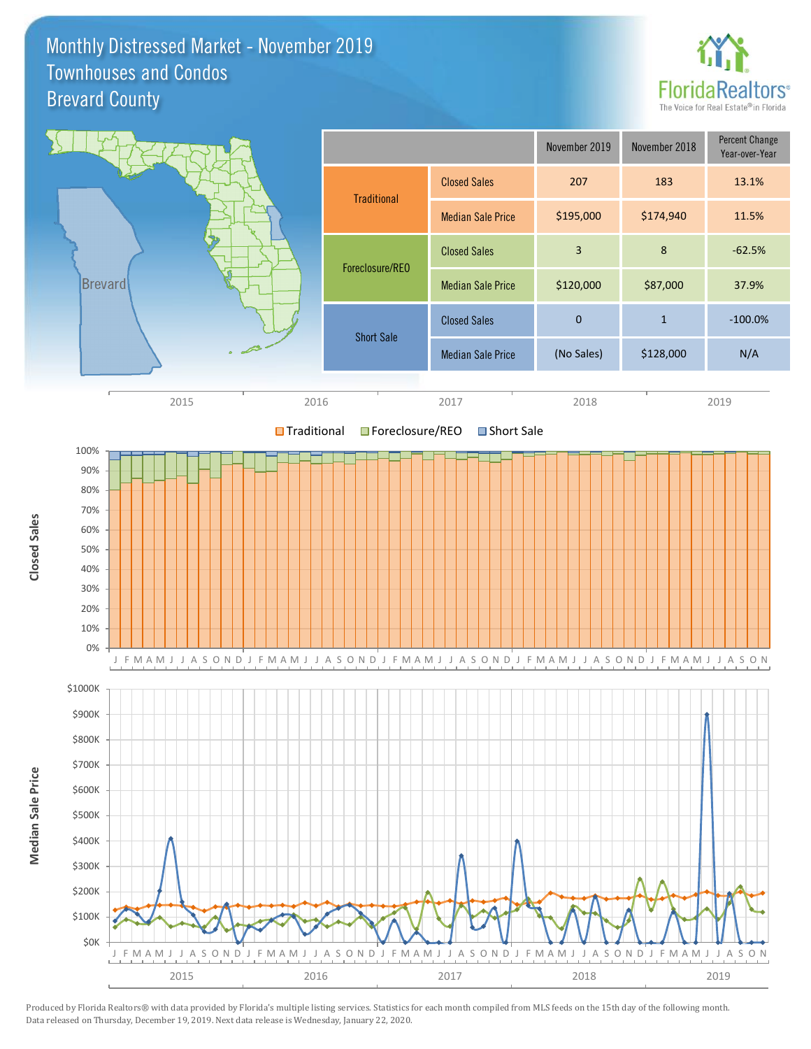# Monthly Distressed Market - November 2019
## Townhouses and Condos
## Brevard County

FloridaRealtors®
The Voice for Real Estate® in Florida

Brevard

| | | November 2019 | November 2018 | Percent Change Year-over-Year |
|---|---|---|---|---|
| Traditional | Closed Sales | 207 | 183 | 13.1% |
| | Median Sale Price | $195,000 | $174,940 | 11.5% |
| Foreclosure/REO | Closed Sales | 3 | 8 | -62.5% |
| | Median Sale Price | $120,000 | $87,000 | 37.9% |
| Short Sale | Closed Sales | 0 | 1 | -100.0% |
| | Median Sale Price | (No Sales) | $128,000 | N/A |

2015 2016 2017 2018 2019

Traditional Foreclosure/REO Short Sale

Closed Sales

100% 90% 80% 70% 60% 50% 40% 30% 20% 10% 0%

J F M A M J J A S O N D J F M A M J J A S O N D J F M A M J J A S O N D J F M A M J J A S O N D J F M A M J J A S O N

Median Sale Price

$1000K $900K $800K $700K $600K $500K $400K $300K $200K $100K $0K

J F M A M J J A S O N D J F M A M J J A S O N D J F M A M J J A S O N D J F M A M J J A S O N D J F M A M J J A S O N

2015 2016 2017 2018 2019

Produced by Florida Realtors® with data provided by Florida's multiple listing services. Statistics for each month compiled from MLS feeds on the 15th day of the following month. Data released on Thursday, December 19, 2019. Next data release is Wednesday, January 22, 2020.